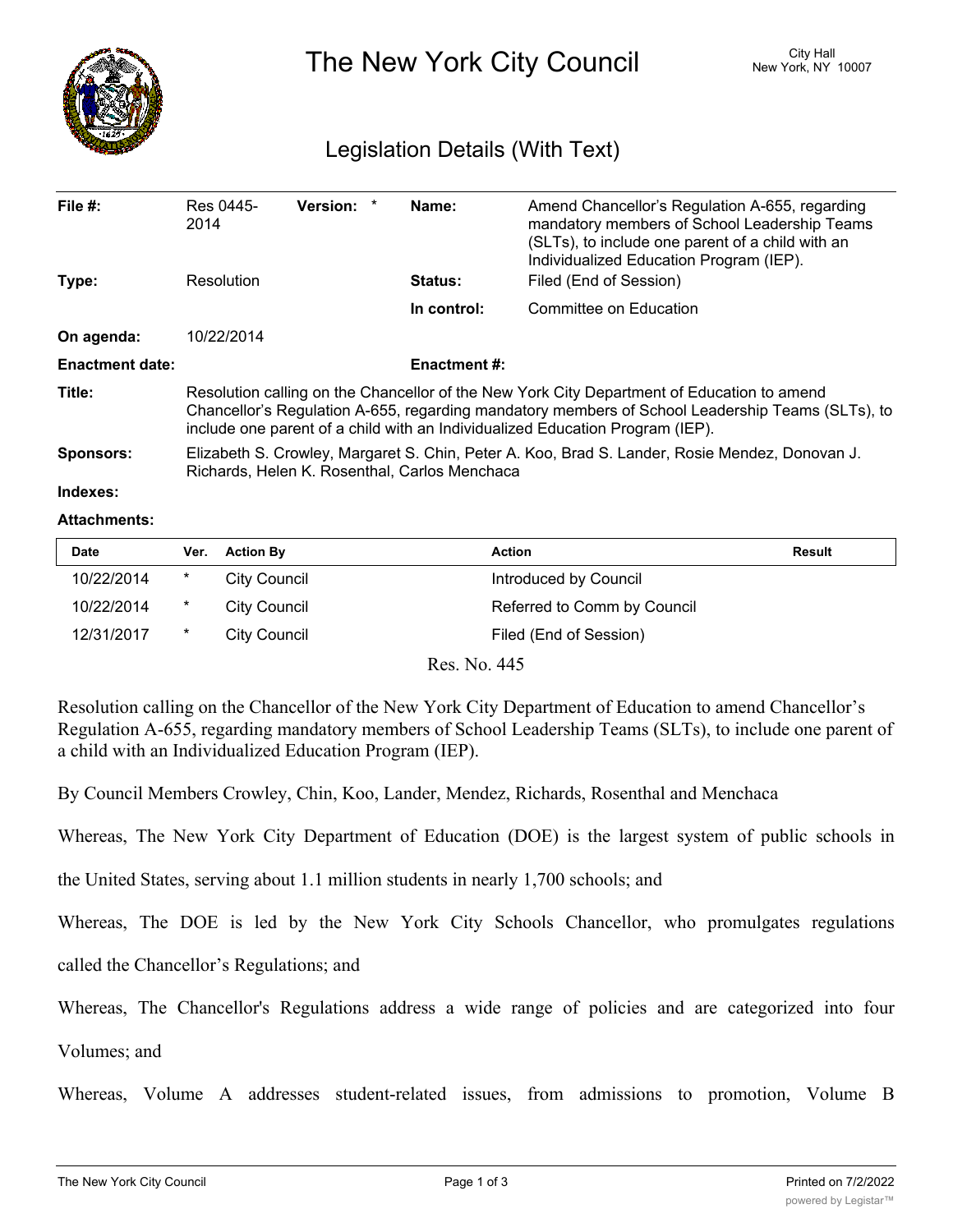# The New York City Council

City Hall
New York, NY 10007

## Legislation Details (With Text)

| | | | |
|---|---|---|---|
| **File #:** | Res 0445-2014 **Version:** * | **Name:** | Amend Chancellor's Regulation A-655, regarding mandatory members of School Leadership Teams (SLTs), to include one parent of a child with an Individualized Education Program (IEP). |
| **Type:** | Resolution | **Status:** | Filed (End of Session) |
| | | **In control:** | Committee on Education |
| **On agenda:** | 10/22/2014 | | |
| **Enactment date:** | | **Enactment #:** | |
| **Title:** | Resolution calling on the Chancellor of the New York City Department of Education to amend Chancellor's Regulation A-655, regarding mandatory members of School Leadership Teams (SLTs), to include one parent of a child with an Individualized Education Program (IEP). | | |
| **Sponsors:** | Elizabeth S. Crowley, Margaret S. Chin, Peter A. Koo, Brad S. Lander, Rosie Mendez, Donovan J. Richards, Helen K. Rosenthal, Carlos Menchaca | | |
| **Indexes:** | | | |
| **Attachments:** | | | |

| Date | Ver. | Action By | Action | Result |
|---|---|---|---|---|
| 10/22/2014 | * | City Council | Introduced by Council | |
| 10/22/2014 | * | City Council | Referred to Comm by Council | |
| 12/31/2017 | * | City Council | Filed (End of Session) | |

Res. No. 445

Resolution calling on the Chancellor of the New York City Department of Education to amend Chancellor's Regulation A-655, regarding mandatory members of School Leadership Teams (SLTs), to include one parent of a child with an Individualized Education Program (IEP).

By Council Members Crowley, Chin, Koo, Lander, Mendez, Richards, Rosenthal and Menchaca

Whereas, The New York City Department of Education (DOE) is the largest system of public schools in the United States, serving about 1.1 million students in nearly 1,700 schools; and

Whereas, The DOE is led by the New York City Schools Chancellor, who promulgates regulations called the Chancellor's Regulations; and

Whereas, The Chancellor's Regulations address a wide range of policies and are categorized into four Volumes; and

Whereas, Volume A addresses student-related issues, from admissions to promotion, Volume B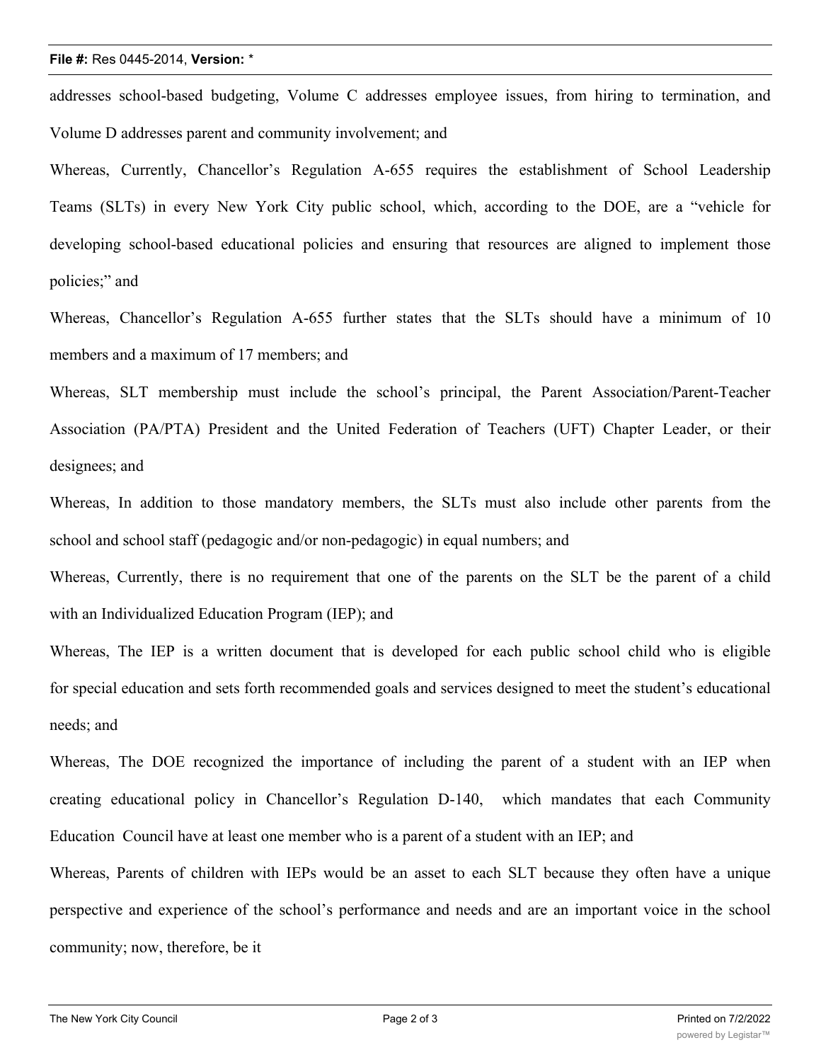addresses school-based budgeting, Volume C addresses employee issues, from hiring to termination, and Volume D addresses parent and community involvement; and

Whereas, Currently, Chancellor's Regulation A-655 requires the establishment of School Leadership Teams (SLTs) in every New York City public school, which, according to the DOE, are a "vehicle for developing school-based educational policies and ensuring that resources are aligned to implement those policies;" and

Whereas, Chancellor's Regulation A-655 further states that the SLTs should have a minimum of 10 members and a maximum of 17 members; and

Whereas, SLT membership must include the school's principal, the Parent Association/Parent-Teacher Association (PA/PTA) President and the United Federation of Teachers (UFT) Chapter Leader, or their designees; and

Whereas, In addition to those mandatory members, the SLTs must also include other parents from the school and school staff (pedagogic and/or non-pedagogic) in equal numbers; and

Whereas, Currently, there is no requirement that one of the parents on the SLT be the parent of a child with an Individualized Education Program (IEP); and

Whereas, The IEP is a written document that is developed for each public school child who is eligible for special education and sets forth recommended goals and services designed to meet the student's educational needs; and

Whereas, The DOE recognized the importance of including the parent of a student with an IEP when creating educational policy in Chancellor's Regulation D-140, which mandates that each Community Education Council have at least one member who is a parent of a student with an IEP; and

Whereas, Parents of children with IEPs would be an asset to each SLT because they often have a unique perspective and experience of the school's performance and needs and are an important voice in the school community; now, therefore, be it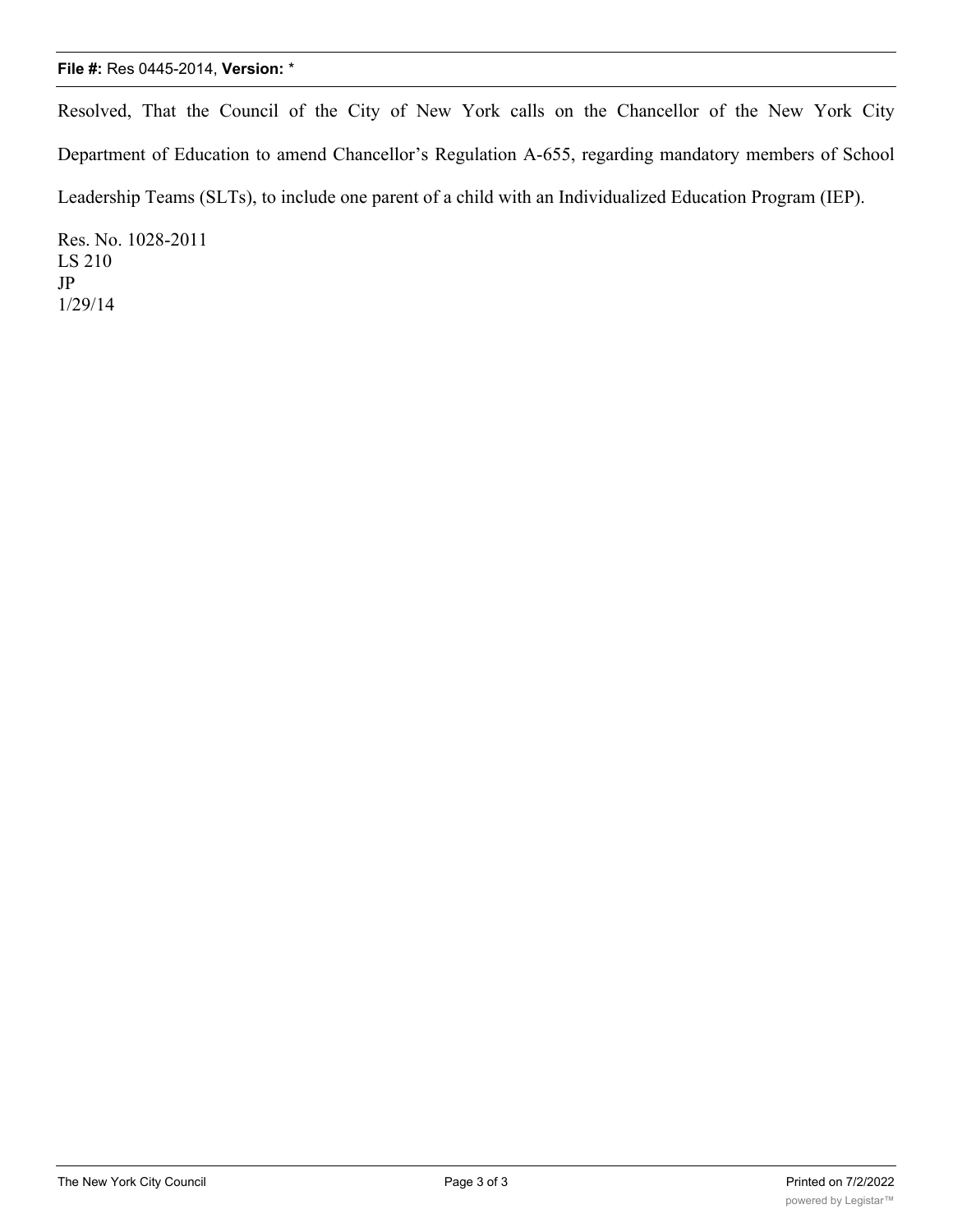Resolved, That the Council of the City of New York calls on the Chancellor of the New York City Department of Education to amend Chancellor's Regulation A-655, regarding mandatory members of School Leadership Teams (SLTs), to include one parent of a child with an Individualized Education Program (IEP).

Res. No. 1028-2011
LS 210
JP
1/29/14